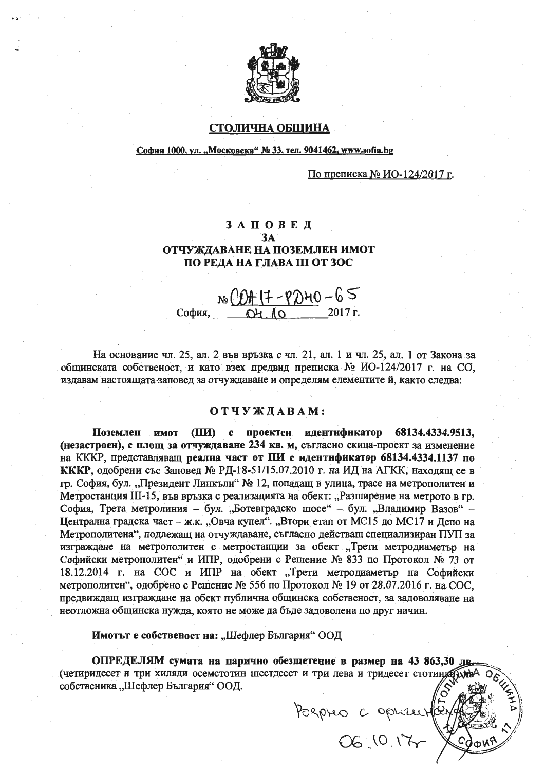## СТОЛИЧНА ОБЩИНА

София 1000, ул. „Московска" № 33, тел. 9041462, www.sofia.bg

По преписка № ИО-124/2017 г.

# ЗАПОВЕД
## ЗА
## ОТЧУЖДАВАНЕ НА ПОЗЕМЛЕН ИМОТ ПО РЕДА НА ГЛАВА III ОТ ЗОС

№ СОА17-РД40-65
София, 04.10 2017 г.

На основание чл. 25, ал. 2 във връзка с чл. 21, ал. 1 и чл. 25, ал. 1 от Закона за общинската собственост, и като взех предвид преписка № ИО-124/2017 г. на СО, издавам настоящата заповед за отчуждаване и определям елементите ѝ, както следва:

## ОТЧУЖДАВАМ:

**Поземлен имот (ПИ) с проектен идентификатор 68134.4334.9513, (незастроен), с площ за отчуждаване 234 кв. м,** съгласно скица-проект за изменение на КККР, представляващ **реална част от ПИ с идентификатор 68134.4334.1137 по КККР**, одобрени със Заповед № РД-18-51/15.07.2010 г. на ИД на АГКК, находящ се в гр. София, бул. „Президент Линкълн" № 12, попадащ в улица, трасе на метрополитен и Метростанция III-15, във връзка с реализацията на обект: „Разширение на метрото в гр. София, Трета метролиния – бул. „Ботевградско шосе" – бул. „Владимир Вазов" – Централна градска част – ж.к. „Овча купел". „Втори етап от МС15 до МС17 и Депо на Метрополитена", подлежащ на отчуждаване, съгласно действащ специализиран ПУП за изграждане на метрополитен с метростанции за обект „Трети метродиаметър на Софийски метрополитен" и ИПР, одобрени с Решение № 833 по Протокол № 73 от 18.12.2014 г. на СОС и ИПР на обект „Трети метродиаметър на Софийски метрополитен", одобрено с Решение № 556 по Протокол № 19 от 28.07.2016 г. на СОС, предвиждащ изграждане на обект публична общинска собственост, за задоволяване на неотложна общинска нужда, която не може да бъде задоволена по друг начин.

**Имотът е собственост на:** „Шефлер България" ООД

**ОПРЕДЕЛЯМ сумата на парично обезщетение в размер на 43 863,30 лв.** (четиридесет и три хиляди осемстотин шестдесет и три лева и тридесет стотинки) на собственика „Шефлер България" ООД.

Вярно с оригинала
06.10.17г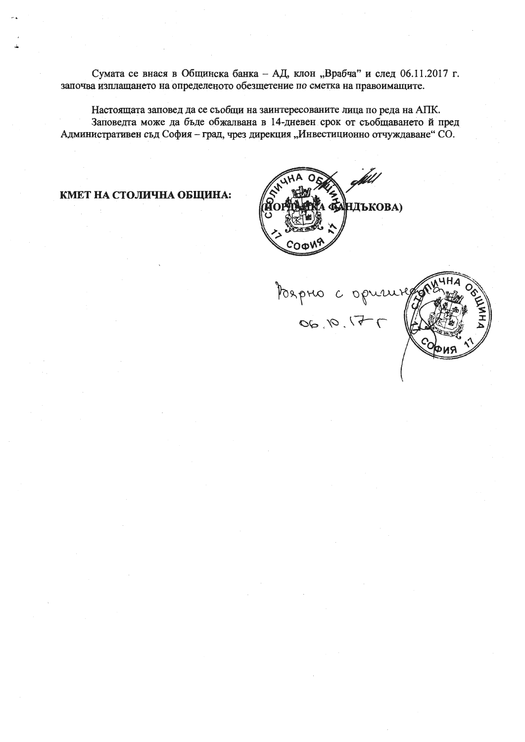Сумата се внася в Общинска банка – АД, клон „Врабча" и след 06.11.2017 г. започва изплащането на определеното обезщетение по сметка на правоимащите.

Настоящата заповед да се съобщи на заинтересованите лица по реда на АПК.

Заповедта може да бъде обжалвана в 14-дневен срок от съобщаването й пред Административен съд София – град, чрез дирекция „Инвестиционно отчуждаване" СО.

**КМЕТ НА СТОЛИЧНА ОБЩИНА:** **(ЙОРДАНКА ФАНДЪКОВА)**

Вярно с оригинала

06.10.17 г